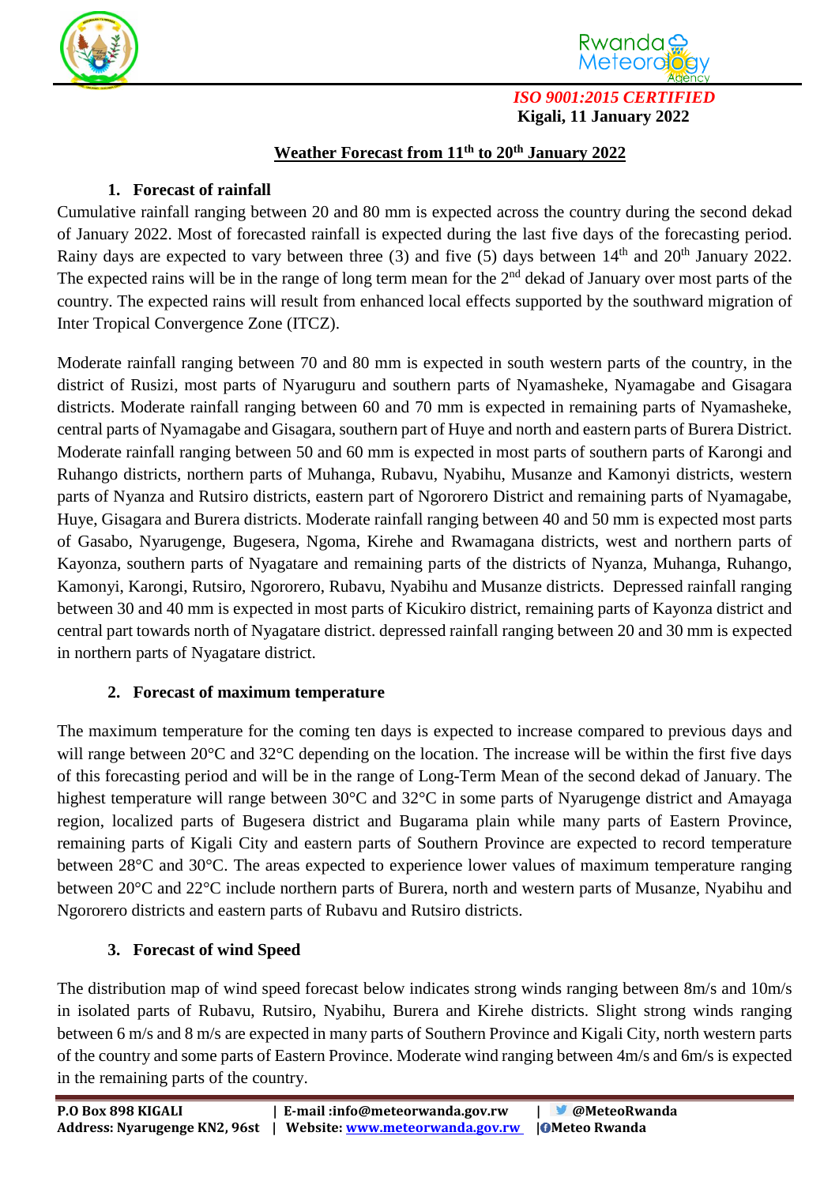*ISO 9001:2015 CERTIFIED*

**Kigali, 11 January 2022**

# Weather Forecast from 11th to 20th January 2022

## 1. Forecast of rainfall

Cumulative rainfall ranging between 20 and 80 mm is expected across the country during the second dekad of January 2022. Most of forecasted rainfall is expected during the last five days of the forecasting period. Rainy days are expected to vary between three (3) and five (5) days between 14th and 20th January 2022. The expected rains will be in the range of long term mean for the 2nd dekad of January over most parts of the country. The expected rains will result from enhanced local effects supported by the southward migration of Inter Tropical Convergence Zone (ITCZ).

Moderate rainfall ranging between 70 and 80 mm is expected in south western parts of the country, in the district of Rusizi, most parts of Nyaruguru and southern parts of Nyamasheke, Nyamagabe and Gisagara districts. Moderate rainfall ranging between 60 and 70 mm is expected in remaining parts of Nyamasheke, central parts of Nyamagabe and Gisagara, southern part of Huye and north and eastern parts of Burera District. Moderate rainfall ranging between 50 and 60 mm is expected in most parts of southern parts of Karongi and Ruhango districts, northern parts of Muhanga, Rubavu, Nyabihu, Musanze and Kamonyi districts, western parts of Nyanza and Rutsiro districts, eastern part of Ngororero District and remaining parts of Nyamagabe, Huye, Gisagara and Burera districts. Moderate rainfall ranging between 40 and 50 mm is expected most parts of Gasabo, Nyarugenge, Bugesera, Ngoma, Kirehe and Rwamagana districts, west and northern parts of Kayonza, southern parts of Nyagatare and remaining parts of the districts of Nyanza, Muhanga, Ruhango, Kamonyi, Karongi, Rutsiro, Ngororero, Rubavu, Nyabihu and Musanze districts. Depressed rainfall ranging between 30 and 40 mm is expected in most parts of Kicukiro district, remaining parts of Kayonza district and central part towards north of Nyagatare district. depressed rainfall ranging between 20 and 30 mm is expected in northern parts of Nyagatare district.

## 2. Forecast of maximum temperature

The maximum temperature for the coming ten days is expected to increase compared to previous days and will range between 20°C and 32°C depending on the location. The increase will be within the first five days of this forecasting period and will be in the range of Long-Term Mean of the second dekad of January. The highest temperature will range between 30°C and 32°C in some parts of Nyarugenge district and Amayaga region, localized parts of Bugesera district and Bugarama plain while many parts of Eastern Province, remaining parts of Kigali City and eastern parts of Southern Province are expected to record temperature between 28°C and 30°C. The areas expected to experience lower values of maximum temperature ranging between 20°C and 22°C include northern parts of Burera, north and western parts of Musanze, Nyabihu and Ngororero districts and eastern parts of Rubavu and Rutsiro districts.

## 3. Forecast of wind Speed

The distribution map of wind speed forecast below indicates strong winds ranging between 8m/s and 10m/s in isolated parts of Rubavu, Rutsiro, Nyabihu, Burera and Kirehe districts. Slight strong winds ranging between 6 m/s and 8 m/s are expected in many parts of Southern Province and Kigali City, north western parts of the country and some parts of Eastern Province. Moderate wind ranging between 4m/s and 6m/s is expected in the remaining parts of the country.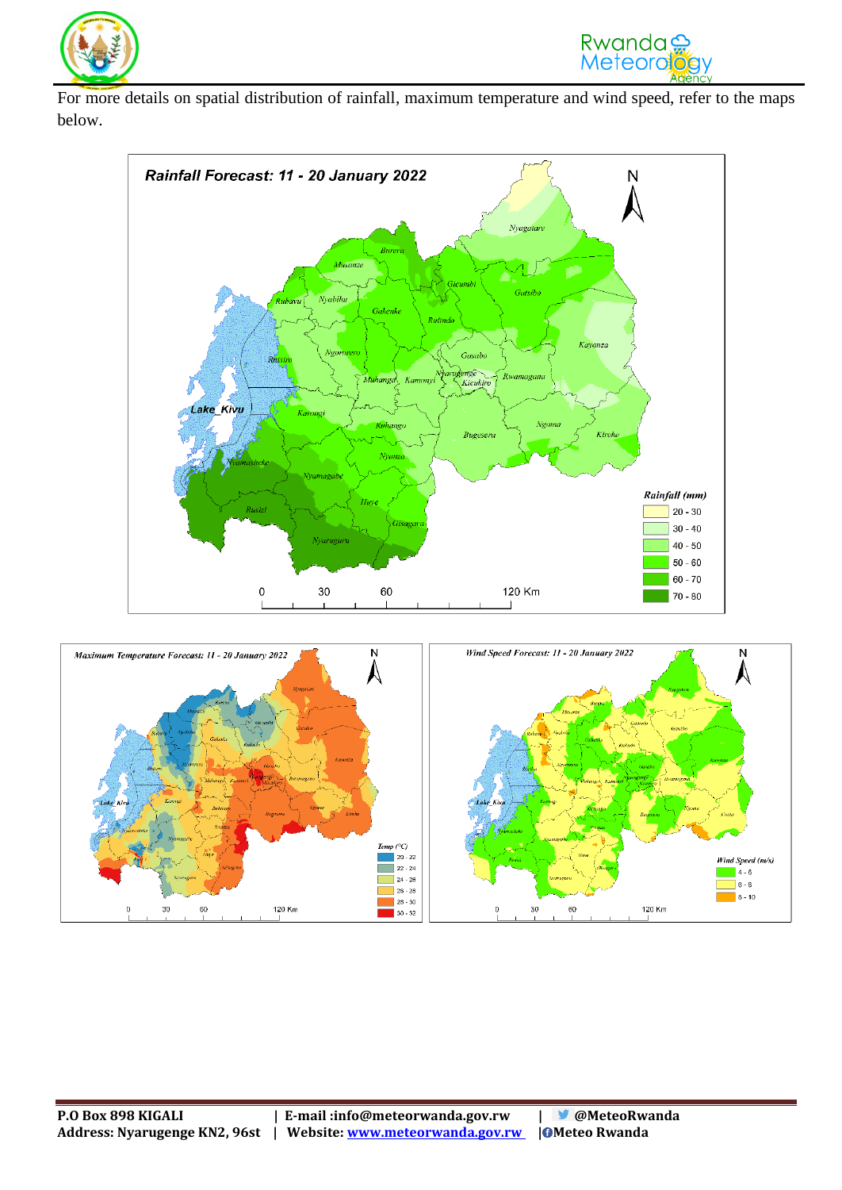For more details on spatial distribution of rainfall, maximum temperature and wind speed, refer to the maps below.

Rainfall Forecast: 11 - 20 January 2022

N

Nyagatare
Burera
Musanze
Gicumbi
Gatsibo
Rubavu
Nyabihu
Gakenke
Rulindo
Kayonza
Ngororero
Gasabo
Rutsiro
Nyarugenge
Muhanga
Kamonyi
Kicukiro
Rwamagana
Lake_Kivu
Karongi
Ruhango
Bugesera
Ngoma
Kirehe
Nyanza
Nyamasheke
Nyamagabe
Huye
Rusizi
Gisagara
Nyaruguru

Rainfall (mm)
20 - 30
30 - 40
40 - 50
50 - 60
60 - 70
70 - 80

0 30 60 120 Km

Maximum Temperature Forecast: 11 - 20 January 2022

N

Temp (°C)
20 - 22
22 - 24
24 - 26
26 - 28
28 - 30
30 - 32

0 30 60 120 Km

Wind Speed Forecast: 11 - 20 January 2022

N

Wind Speed (m/s)
4 - 6
6 - 8
8 - 10

0 30 60 120 Km